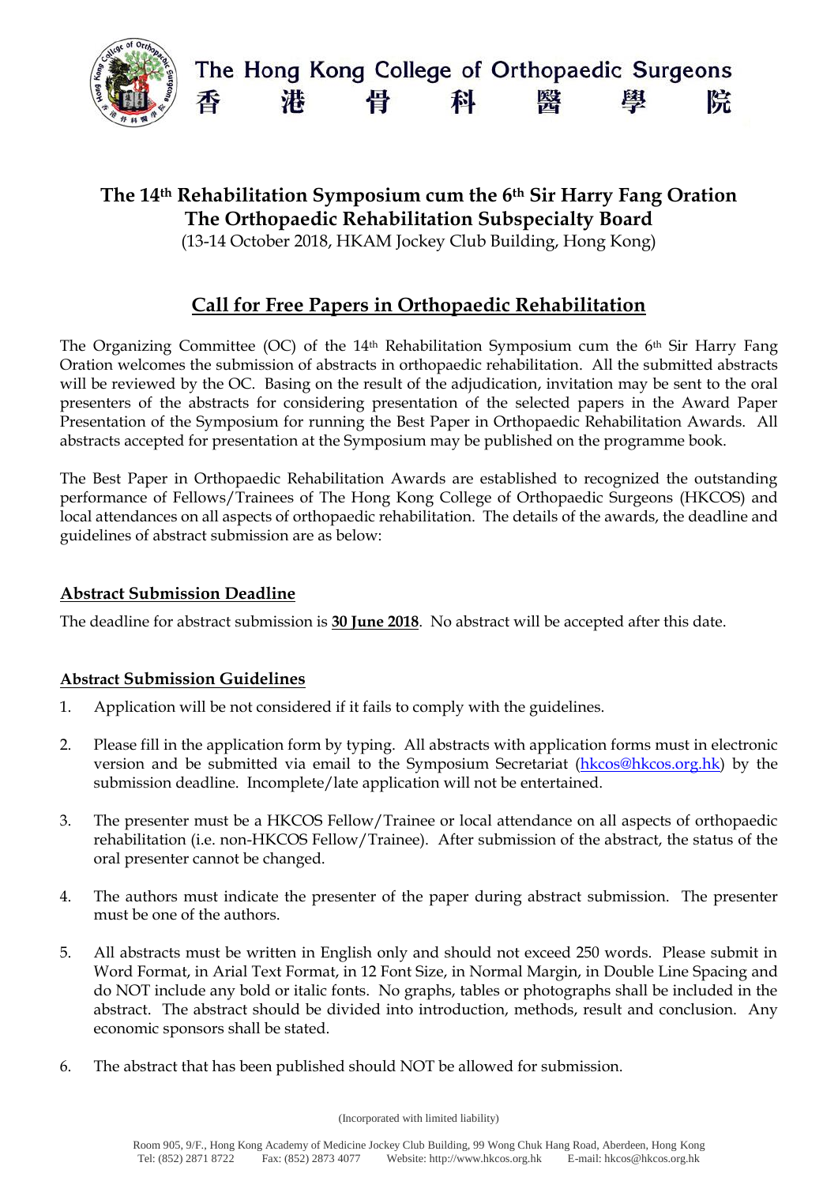# The Hong Kong College of Orthopaedic Surgeons

香 港 骨 科 醫 學 院

## The 14th Rehabilitation Symposium cum the 6th Sir Harry Fang Oration
## The Orthopaedic Rehabilitation Subspecialty Board

(13-14 October 2018, HKAM Jockey Club Building, Hong Kong)

## Call for Free Papers in Orthopaedic Rehabilitation

The Organizing Committee (OC) of the 14th Rehabilitation Symposium cum the 6th Sir Harry Fang Oration welcomes the submission of abstracts in orthopaedic rehabilitation. All the submitted abstracts will be reviewed by the OC. Basing on the result of the adjudication, invitation may be sent to the oral presenters of the abstracts for considering presentation of the selected papers in the Award Paper Presentation of the Symposium for running the Best Paper in Orthopaedic Rehabilitation Awards. All abstracts accepted for presentation at the Symposium may be published on the programme book.

The Best Paper in Orthopaedic Rehabilitation Awards are established to recognized the outstanding performance of Fellows/Trainees of The Hong Kong College of Orthopaedic Surgeons (HKCOS) and local attendances on all aspects of orthopaedic rehabilitation. The details of the awards, the deadline and guidelines of abstract submission are as below:

### Abstract Submission Deadline

The deadline for abstract submission is **30 June 2018**. No abstract will be accepted after this date.

### Abstract Submission Guidelines

1. Application will be not considered if it fails to comply with the guidelines.

2. Please fill in the application form by typing. All abstracts with application forms must in electronic version and be submitted via email to the Symposium Secretariat (hkcos@hkcos.org.hk) by the submission deadline. Incomplete/late application will not be entertained.

3. The presenter must be a HKCOS Fellow/Trainee or local attendance on all aspects of orthopaedic rehabilitation (i.e. non-HKCOS Fellow/Trainee). After submission of the abstract, the status of the oral presenter cannot be changed.

4. The authors must indicate the presenter of the paper during abstract submission. The presenter must be one of the authors.

5. All abstracts must be written in English only and should not exceed 250 words. Please submit in Word Format, in Arial Text Format, in 12 Font Size, in Normal Margin, in Double Line Spacing and do NOT include any bold or italic fonts. No graphs, tables or photographs shall be included in the abstract. The abstract should be divided into introduction, methods, result and conclusion. Any economic sponsors shall be stated.

6. The abstract that has been published should NOT be allowed for submission.

(Incorporated with limited liability)

Room 905, 9/F., Hong Kong Academy of Medicine Jockey Club Building, 99 Wong Chuk Hang Road, Aberdeen, Hong Kong
Tel: (852) 2871 8722 Fax: (852) 2873 4077 Website: http://www.hkcos.org.hk E-mail: hkcos@hkcos.org.hk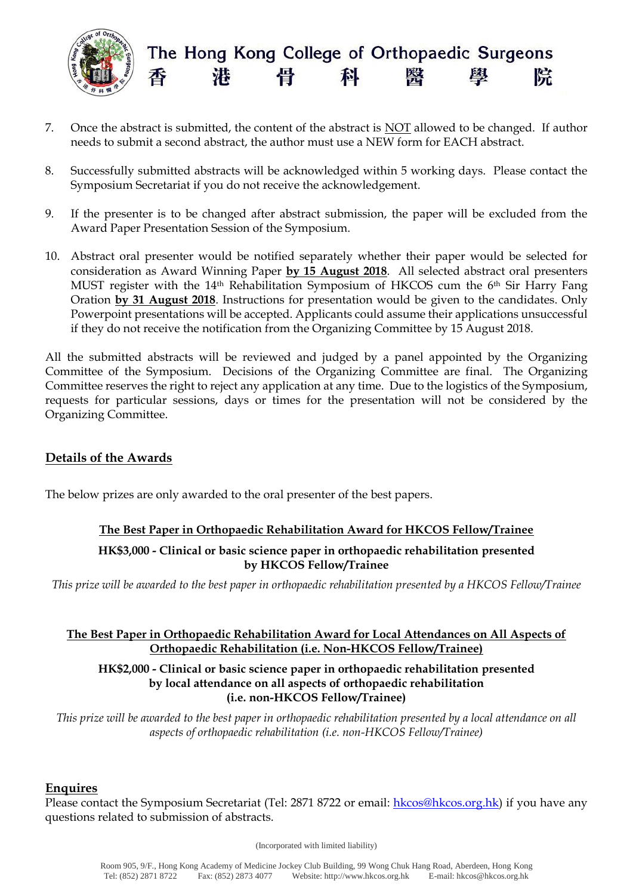7. Once the abstract is submitted, the content of the abstract is NOT allowed to be changed. If author needs to submit a second abstract, the author must use a NEW form for EACH abstract.

8. Successfully submitted abstracts will be acknowledged within 5 working days. Please contact the Symposium Secretariat if you do not receive the acknowledgement.

9. If the presenter is to be changed after abstract submission, the paper will be excluded from the Award Paper Presentation Session of the Symposium.

10. Abstract oral presenter would be notified separately whether their paper would be selected for consideration as Award Winning Paper **by 15 August 2018**. All selected abstract oral presenters MUST register with the 14th Rehabilitation Symposium of HKCOS cum the 6th Sir Harry Fang Oration **by 31 August 2018**. Instructions for presentation would be given to the candidates. Only Powerpoint presentations will be accepted. Applicants could assume their applications unsuccessful if they do not receive the notification from the Organizing Committee by 15 August 2018.

All the submitted abstracts will be reviewed and judged by a panel appointed by the Organizing Committee of the Symposium. Decisions of the Organizing Committee are final. The Organizing Committee reserves the right to reject any application at any time. Due to the logistics of the Symposium, requests for particular sessions, days or times for the presentation will not be considered by the Organizing Committee.

## Details of the Awards

The below prizes are only awarded to the oral presenter of the best papers.

### The Best Paper in Orthopaedic Rehabilitation Award for HKCOS Fellow/Trainee

**HK$3,000 - Clinical or basic science paper in orthopaedic rehabilitation presented by HKCOS Fellow/Trainee**

*This prize will be awarded to the best paper in orthopaedic rehabilitation presented by a HKCOS Fellow/Trainee*

### The Best Paper in Orthopaedic Rehabilitation Award for Local Attendances on All Aspects of Orthopaedic Rehabilitation (i.e. Non-HKCOS Fellow/Trainee)

**HK$2,000 - Clinical or basic science paper in orthopaedic rehabilitation presented by local attendance on all aspects of orthopaedic rehabilitation (i.e. non-HKCOS Fellow/Trainee)**

*This prize will be awarded to the best paper in orthopaedic rehabilitation presented by a local attendance on all aspects of orthopaedic rehabilitation (i.e. non-HKCOS Fellow/Trainee)*

## Enquires

Please contact the Symposium Secretariat (Tel: 2871 8722 or email: hkcos@hkcos.org.hk) if you have any questions related to submission of abstracts.